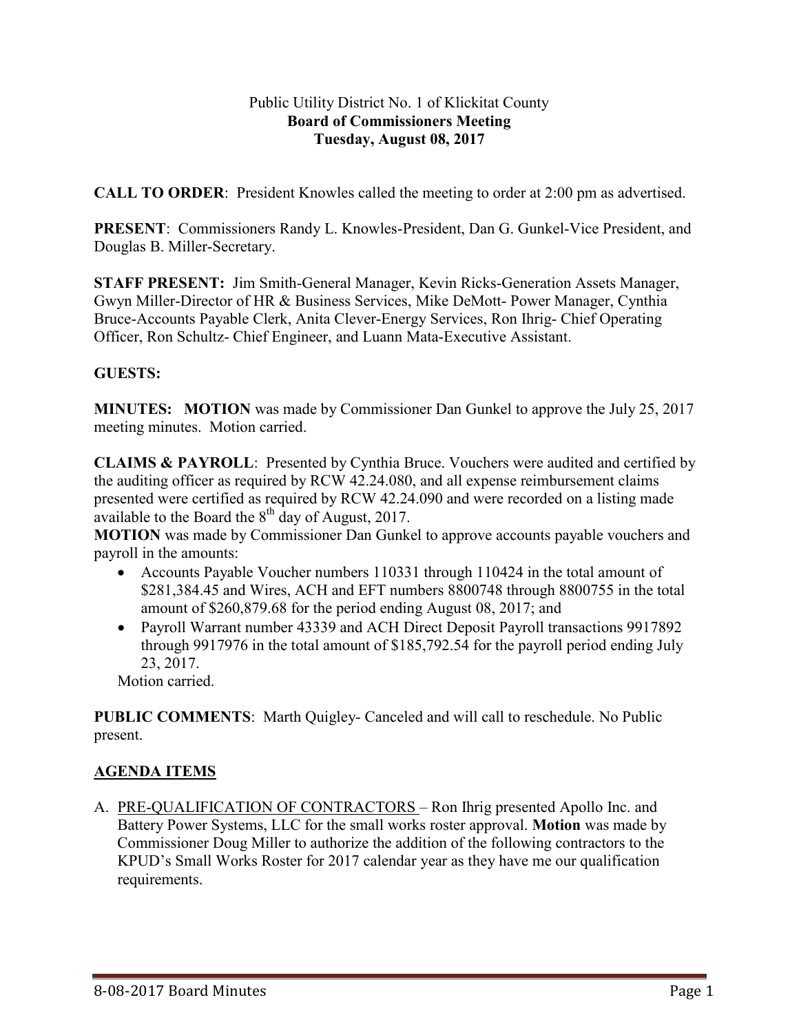Public Utility District No. 1 of Klickitat County
**Board of Commissioners Meeting**
**Tuesday, August 08, 2017**

**CALL TO ORDER**: President Knowles called the meeting to order at 2:00 pm as advertised.

**PRESENT**: Commissioners Randy L. Knowles-President, Dan G. Gunkel-Vice President, and Douglas B. Miller-Secretary.

**STAFF PRESENT:** Jim Smith-General Manager, Kevin Ricks-Generation Assets Manager, Gwyn Miller-Director of HR & Business Services, Mike DeMott- Power Manager, Cynthia Bruce-Accounts Payable Clerk, Anita Clever-Energy Services, Ron Ihrig- Chief Operating Officer, Ron Schultz- Chief Engineer, and Luann Mata-Executive Assistant.

**GUESTS:**

**MINUTES: MOTION** was made by Commissioner Dan Gunkel to approve the July 25, 2017 meeting minutes. Motion carried.

**CLAIMS & PAYROLL**: Presented by Cynthia Bruce. Vouchers were audited and certified by the auditing officer as required by RCW 42.24.080, and all expense reimbursement claims presented were certified as required by RCW 42.24.090 and were recorded on a listing made available to the Board the 8th day of August, 2017.

**MOTION** was made by Commissioner Dan Gunkel to approve accounts payable vouchers and payroll in the amounts:

- Accounts Payable Voucher numbers 110331 through 110424 in the total amount of $281,384.45 and Wires, ACH and EFT numbers 8800748 through 8800755 in the total amount of $260,879.68 for the period ending August 08, 2017; and
- Payroll Warrant number 43339 and ACH Direct Deposit Payroll transactions 9917892 through 9917976 in the total amount of $185,792.54 for the payroll period ending July 23, 2017.

Motion carried.

**PUBLIC COMMENTS**: Marth Quigley- Canceled and will call to reschedule. No Public present.

## AGENDA ITEMS

A. PRE-QUALIFICATION OF CONTRACTORS – Ron Ihrig presented Apollo Inc. and Battery Power Systems, LLC for the small works roster approval. **Motion** was made by Commissioner Doug Miller to authorize the addition of the following contractors to the KPUD's Small Works Roster for 2017 calendar year as they have me our qualification requirements.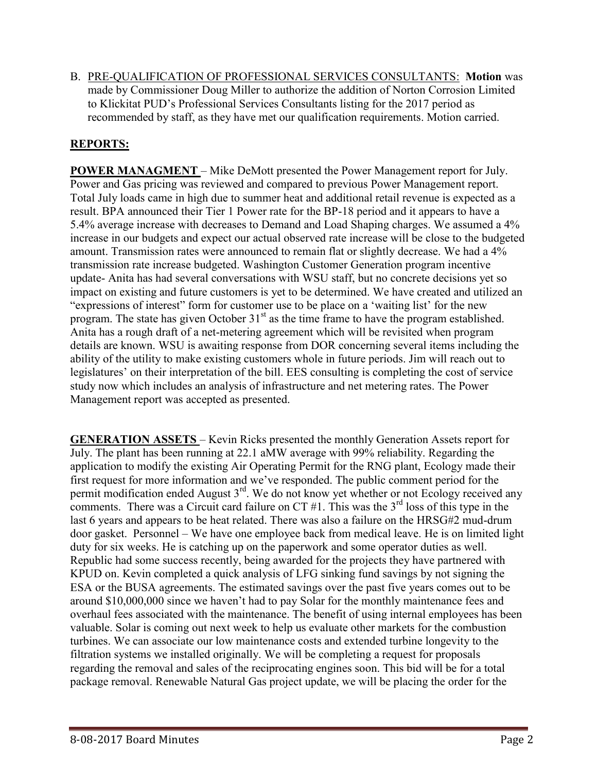B. PRE-QUALIFICATION OF PROFESSIONAL SERVICES CONSULTANTS: **Motion** was made by Commissioner Doug Miller to authorize the addition of Norton Corrosion Limited to Klickitat PUD's Professional Services Consultants listing for the 2017 period as recommended by staff, as they have met our qualification requirements. Motion carried.

## REPORTS:

**POWER MANAGMENT** – Mike DeMott presented the Power Management report for July. Power and Gas pricing was reviewed and compared to previous Power Management report. Total July loads came in high due to summer heat and additional retail revenue is expected as a result. BPA announced their Tier 1 Power rate for the BP-18 period and it appears to have a 5.4% average increase with decreases to Demand and Load Shaping charges. We assumed a 4% increase in our budgets and expect our actual observed rate increase will be close to the budgeted amount. Transmission rates were announced to remain flat or slightly decrease. We had a 4% transmission rate increase budgeted. Washington Customer Generation program incentive update- Anita has had several conversations with WSU staff, but no concrete decisions yet so impact on existing and future customers is yet to be determined. We have created and utilized an "expressions of interest" form for customer use to be place on a 'waiting list' for the new program. The state has given October 31st as the time frame to have the program established. Anita has a rough draft of a net-metering agreement which will be revisited when program details are known. WSU is awaiting response from DOR concerning several items including the ability of the utility to make existing customers whole in future periods. Jim will reach out to legislatures' on their interpretation of the bill. EES consulting is completing the cost of service study now which includes an analysis of infrastructure and net metering rates. The Power Management report was accepted as presented.

**GENERATION ASSETS** – Kevin Ricks presented the monthly Generation Assets report for July. The plant has been running at 22.1 aMW average with 99% reliability. Regarding the application to modify the existing Air Operating Permit for the RNG plant, Ecology made their first request for more information and we've responded. The public comment period for the permit modification ended August 3rd. We do not know yet whether or not Ecology received any comments. There was a Circuit card failure on CT #1. This was the 3rd loss of this type in the last 6 years and appears to be heat related. There was also a failure on the HRSG#2 mud-drum door gasket. Personnel – We have one employee back from medical leave. He is on limited light duty for six weeks. He is catching up on the paperwork and some operator duties as well. Republic had some success recently, being awarded for the projects they have partnered with KPUD on. Kevin completed a quick analysis of LFG sinking fund savings by not signing the ESA or the BUSA agreements. The estimated savings over the past five years comes out to be around $10,000,000 since we haven't had to pay Solar for the monthly maintenance fees and overhaul fees associated with the maintenance. The benefit of using internal employees has been valuable. Solar is coming out next week to help us evaluate other markets for the combustion turbines. We can associate our low maintenance costs and extended turbine longevity to the filtration systems we installed originally. We will be completing a request for proposals regarding the removal and sales of the reciprocating engines soon. This bid will be for a total package removal. Renewable Natural Gas project update, we will be placing the order for the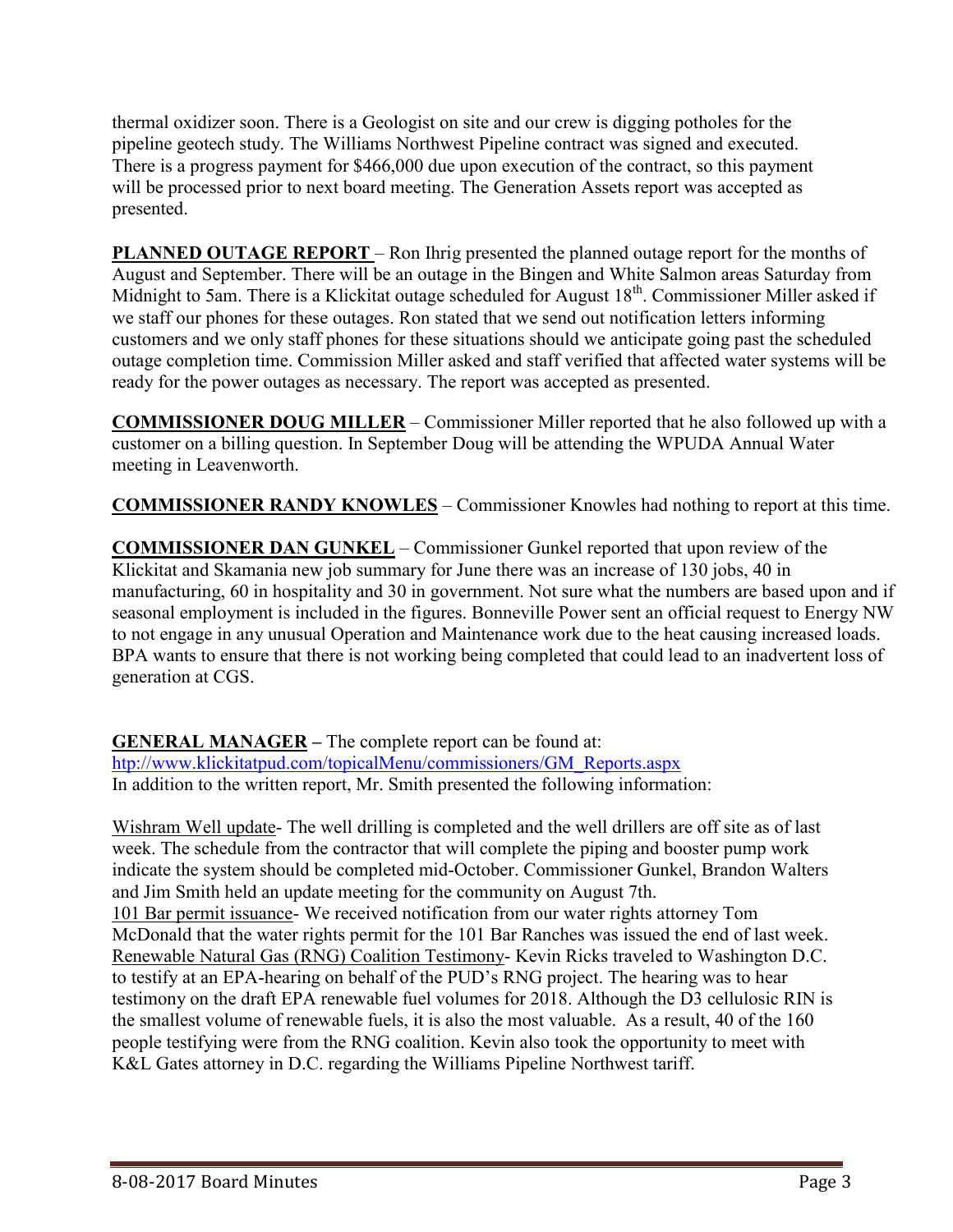thermal oxidizer soon. There is a Geologist on site and our crew is digging potholes for the pipeline geotech study. The Williams Northwest Pipeline contract was signed and executed. There is a progress payment for $466,000 due upon execution of the contract, so this payment will be processed prior to next board meeting. The Generation Assets report was accepted as presented.

**PLANNED OUTAGE REPORT** – Ron Ihrig presented the planned outage report for the months of August and September. There will be an outage in the Bingen and White Salmon areas Saturday from Midnight to 5am. There is a Klickitat outage scheduled for August 18th. Commissioner Miller asked if we staff our phones for these outages. Ron stated that we send out notification letters informing customers and we only staff phones for these situations should we anticipate going past the scheduled outage completion time. Commission Miller asked and staff verified that affected water systems will be ready for the power outages as necessary. The report was accepted as presented.

**COMMISSIONER DOUG MILLER** – Commissioner Miller reported that he also followed up with a customer on a billing question. In September Doug will be attending the WPUDA Annual Water meeting in Leavenworth.

**COMMISSIONER RANDY KNOWLES** – Commissioner Knowles had nothing to report at this time.

**COMMISSIONER DAN GUNKEL** – Commissioner Gunkel reported that upon review of the Klickitat and Skamania new job summary for June there was an increase of 130 jobs, 40 in manufacturing, 60 in hospitality and 30 in government. Not sure what the numbers are based upon and if seasonal employment is included in the figures. Bonneville Power sent an official request to Energy NW to not engage in any unusual Operation and Maintenance work due to the heat causing increased loads. BPA wants to ensure that there is not working being completed that could lead to an inadvertent loss of generation at CGS.

**GENERAL MANAGER** – The complete report can be found at: [htp://www.klickitatpud.com/topicalMenu/commissioners/GM_Reports.aspx](htp://www.klickitatpud.com/topicalMenu/commissioners/GM_Reports.aspx)
In addition to the written report, Mr. Smith presented the following information:

Wishram Well update- The well drilling is completed and the well drillers are off site as of last week. The schedule from the contractor that will complete the piping and booster pump work indicate the system should be completed mid-October. Commissioner Gunkel, Brandon Walters and Jim Smith held an update meeting for the community on August 7th.
101 Bar permit issuance- We received notification from our water rights attorney Tom McDonald that the water rights permit for the 101 Bar Ranches was issued the end of last week.
Renewable Natural Gas (RNG) Coalition Testimony- Kevin Ricks traveled to Washington D.C. to testify at an EPA-hearing on behalf of the PUD's RNG project. The hearing was to hear testimony on the draft EPA renewable fuel volumes for 2018. Although the D3 cellulosic RIN is the smallest volume of renewable fuels, it is also the most valuable. As a result, 40 of the 160 people testifying were from the RNG coalition. Kevin also took the opportunity to meet with K&L Gates attorney in D.C. regarding the Williams Pipeline Northwest tariff.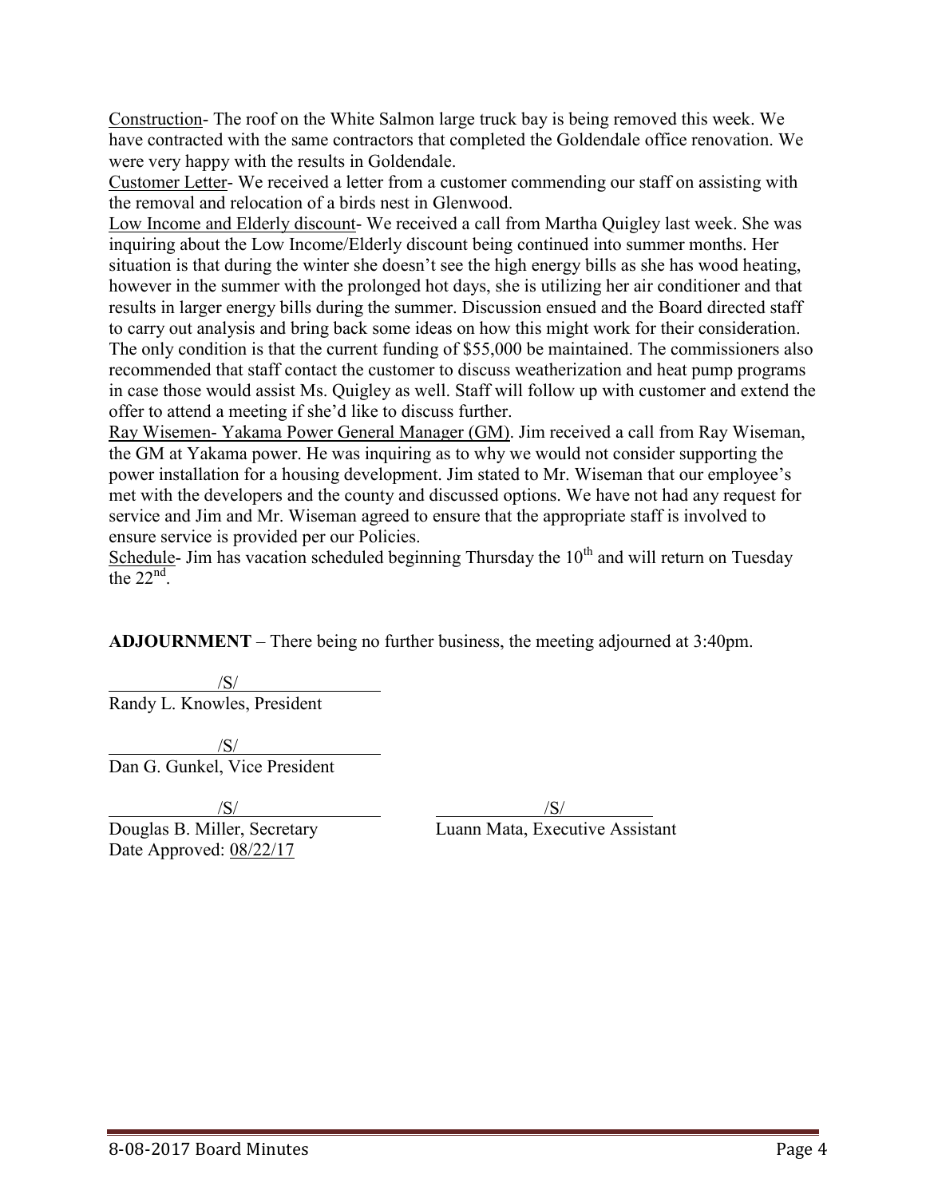Construction- The roof on the White Salmon large truck bay is being removed this week. We have contracted with the same contractors that completed the Goldendale office renovation. We were very happy with the results in Goldendale.

Customer Letter- We received a letter from a customer commending our staff on assisting with the removal and relocation of a birds nest in Glenwood.

Low Income and Elderly discount- We received a call from Martha Quigley last week. She was inquiring about the Low Income/Elderly discount being continued into summer months. Her situation is that during the winter she doesn't see the high energy bills as she has wood heating, however in the summer with the prolonged hot days, she is utilizing her air conditioner and that results in larger energy bills during the summer. Discussion ensued and the Board directed staff to carry out analysis and bring back some ideas on how this might work for their consideration. The only condition is that the current funding of $55,000 be maintained. The commissioners also recommended that staff contact the customer to discuss weatherization and heat pump programs in case those would assist Ms. Quigley as well. Staff will follow up with customer and extend the offer to attend a meeting if she'd like to discuss further.

Ray Wisemen- Yakama Power General Manager (GM). Jim received a call from Ray Wiseman, the GM at Yakama power. He was inquiring as to why we would not consider supporting the power installation for a housing development. Jim stated to Mr. Wiseman that our employee's met with the developers and the county and discussed options. We have not had any request for service and Jim and Mr. Wiseman agreed to ensure that the appropriate staff is involved to ensure service is provided per our Policies.

Schedule- Jim has vacation scheduled beginning Thursday the 10th and will return on Tuesday the 22nd.

**ADJOURNMENT** – There being no further business, the meeting adjourned at 3:40pm.

/S/
Randy L. Knowles, President

/S/
Dan G. Gunkel, Vice President

/S/
Douglas B. Miller, Secretary
Date Approved: 08/22/17

/S/
Luann Mata, Executive Assistant